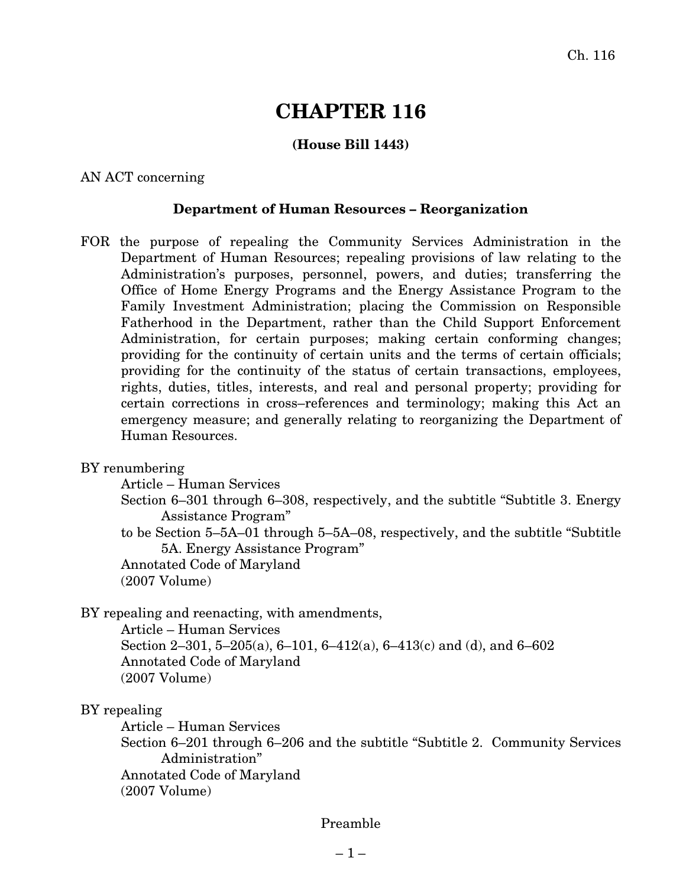# CHAPTER 116

**(House Bill 1443)**

AN ACT concerning

**Department of Human Resources – Reorganization**

FOR the purpose of repealing the Community Services Administration in the Department of Human Resources; repealing provisions of law relating to the Administration's purposes, personnel, powers, and duties; transferring the Office of Home Energy Programs and the Energy Assistance Program to the Family Investment Administration; placing the Commission on Responsible Fatherhood in the Department, rather than the Child Support Enforcement Administration, for certain purposes; making certain conforming changes; providing for the continuity of certain units and the terms of certain officials; providing for the continuity of the status of certain transactions, employees, rights, duties, titles, interests, and real and personal property; providing for certain corrections in cross–references and terminology; making this Act an emergency measure; and generally relating to reorganizing the Department of Human Resources.

BY renumbering

Article – Human Services
Section 6–301 through 6–308, respectively, and the subtitle "Subtitle 3. Energy Assistance Program"
to be Section 5–5A–01 through 5–5A–08, respectively, and the subtitle "Subtitle 5A. Energy Assistance Program"
Annotated Code of Maryland
(2007 Volume)

BY repealing and reenacting, with amendments,

Article – Human Services
Section 2–301, 5–205(a), 6–101, 6–412(a), 6–413(c) and (d), and 6–602
Annotated Code of Maryland
(2007 Volume)

BY repealing

Article – Human Services
Section 6–201 through 6–206 and the subtitle "Subtitle 2. Community Services Administration"
Annotated Code of Maryland
(2007 Volume)

Preamble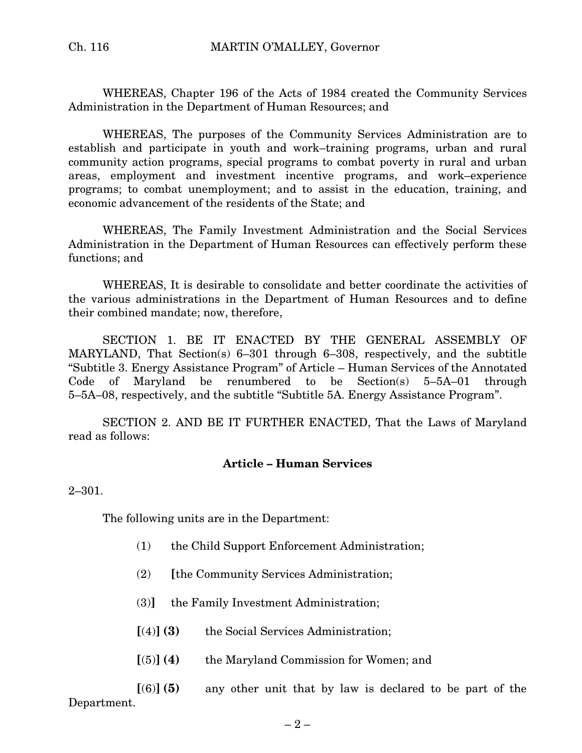WHEREAS, Chapter 196 of the Acts of 1984 created the Community Services Administration in the Department of Human Resources; and

WHEREAS, The purposes of the Community Services Administration are to establish and participate in youth and work–training programs, urban and rural community action programs, special programs to combat poverty in rural and urban areas, employment and investment incentive programs, and work–experience programs; to combat unemployment; and to assist in the education, training, and economic advancement of the residents of the State; and

WHEREAS, The Family Investment Administration and the Social Services Administration in the Department of Human Resources can effectively perform these functions; and

WHEREAS, It is desirable to consolidate and better coordinate the activities of the various administrations in the Department of Human Resources and to define their combined mandate; now, therefore,

SECTION 1. BE IT ENACTED BY THE GENERAL ASSEMBLY OF MARYLAND, That Section(s) 6–301 through 6–308, respectively, and the subtitle "Subtitle 3. Energy Assistance Program" of Article – Human Services of the Annotated Code of Maryland be renumbered to be Section(s) 5–5A–01 through 5–5A–08, respectively, and the subtitle "Subtitle 5A. Energy Assistance Program".

SECTION 2. AND BE IT FURTHER ENACTED, That the Laws of Maryland read as follows:

**Article – Human Services**

2–301.

The following units are in the Department:

(1) the Child Support Enforcement Administration;

(2) **[**the Community Services Administration;

(3)**]** the Family Investment Administration;

**[**(4)**] (3)** the Social Services Administration;

**[**(5)**] (4)** the Maryland Commission for Women; and

**[**(6)**] (5)** any other unit that by law is declared to be part of the Department.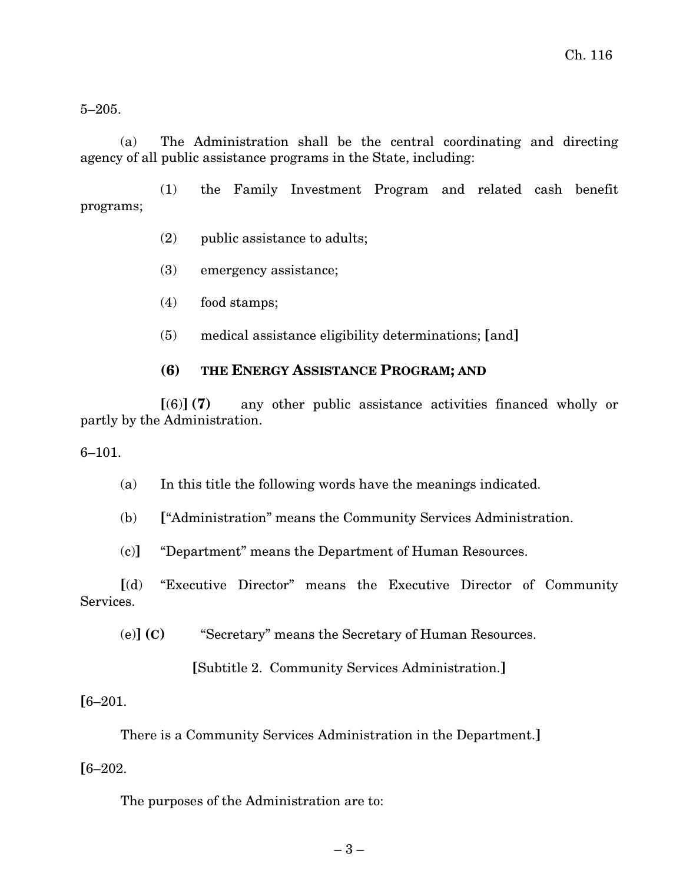5–205.

(a) The Administration shall be the central coordinating and directing agency of all public assistance programs in the State, including:

(1) the Family Investment Program and related cash benefit programs;

(2) public assistance to adults;

(3) emergency assistance;

(4) food stamps;

(5) medical assistance eligibility determinations; **[**and**]**

**(6) THE ENERGY ASSISTANCE PROGRAM; AND**

**[**(6)**] (7)** any other public assistance activities financed wholly or partly by the Administration.

6–101.

(a) In this title the following words have the meanings indicated.

(b) **[**"Administration" means the Community Services Administration.

(c)**]** "Department" means the Department of Human Resources.

**[**(d) "Executive Director" means the Executive Director of Community Services.

(e)**] (C)** "Secretary" means the Secretary of Human Resources.

**[**Subtitle 2. Community Services Administration.**]**

**[**6–201.

There is a Community Services Administration in the Department.**]**

**[**6–202.

The purposes of the Administration are to: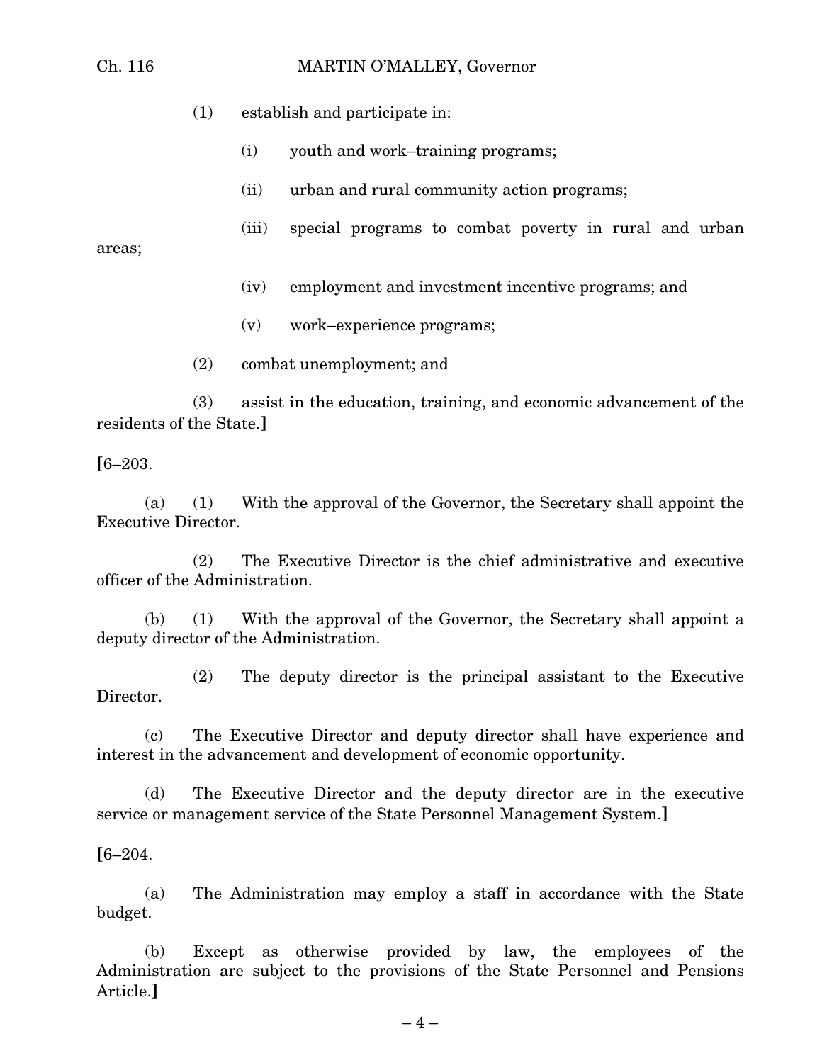(1) establish and participate in:

(i) youth and work–training programs;

(ii) urban and rural community action programs;

(iii) special programs to combat poverty in rural and urban areas;

(iv) employment and investment incentive programs; and

(v) work–experience programs;

(2) combat unemployment; and

(3) assist in the education, training, and economic advancement of the residents of the State.]

[6–203.

(a) (1) With the approval of the Governor, the Secretary shall appoint the Executive Director.

(2) The Executive Director is the chief administrative and executive officer of the Administration.

(b) (1) With the approval of the Governor, the Secretary shall appoint a deputy director of the Administration.

(2) The deputy director is the principal assistant to the Executive Director.

(c) The Executive Director and deputy director shall have experience and interest in the advancement and development of economic opportunity.

(d) The Executive Director and the deputy director are in the executive service or management service of the State Personnel Management System.]

[6–204.

(a) The Administration may employ a staff in accordance with the State budget.

(b) Except as otherwise provided by law, the employees of the Administration are subject to the provisions of the State Personnel and Pensions Article.]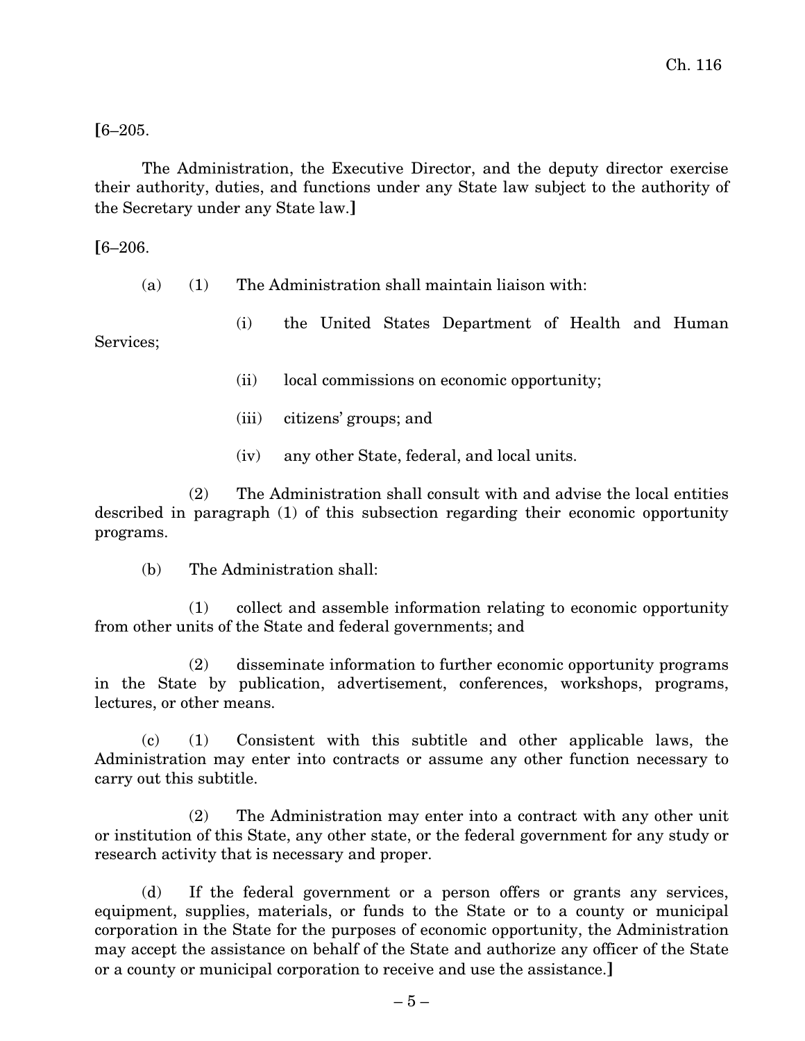**[**6–205.

The Administration, the Executive Director, and the deputy director exercise their authority, duties, and functions under any State law subject to the authority of the Secretary under any State law.**]**

**[**6–206.

(a) (1) The Administration shall maintain liaison with:

(i) the United States Department of Health and Human Services;

(ii) local commissions on economic opportunity;

(iii) citizens' groups; and

(iv) any other State, federal, and local units.

(2) The Administration shall consult with and advise the local entities described in paragraph (1) of this subsection regarding their economic opportunity programs.

(b) The Administration shall:

(1) collect and assemble information relating to economic opportunity from other units of the State and federal governments; and

(2) disseminate information to further economic opportunity programs in the State by publication, advertisement, conferences, workshops, programs, lectures, or other means.

(c) (1) Consistent with this subtitle and other applicable laws, the Administration may enter into contracts or assume any other function necessary to carry out this subtitle.

(2) The Administration may enter into a contract with any other unit or institution of this State, any other state, or the federal government for any study or research activity that is necessary and proper.

(d) If the federal government or a person offers or grants any services, equipment, supplies, materials, or funds to the State or to a county or municipal corporation in the State for the purposes of economic opportunity, the Administration may accept the assistance on behalf of the State and authorize any officer of the State or a county or municipal corporation to receive and use the assistance.**]**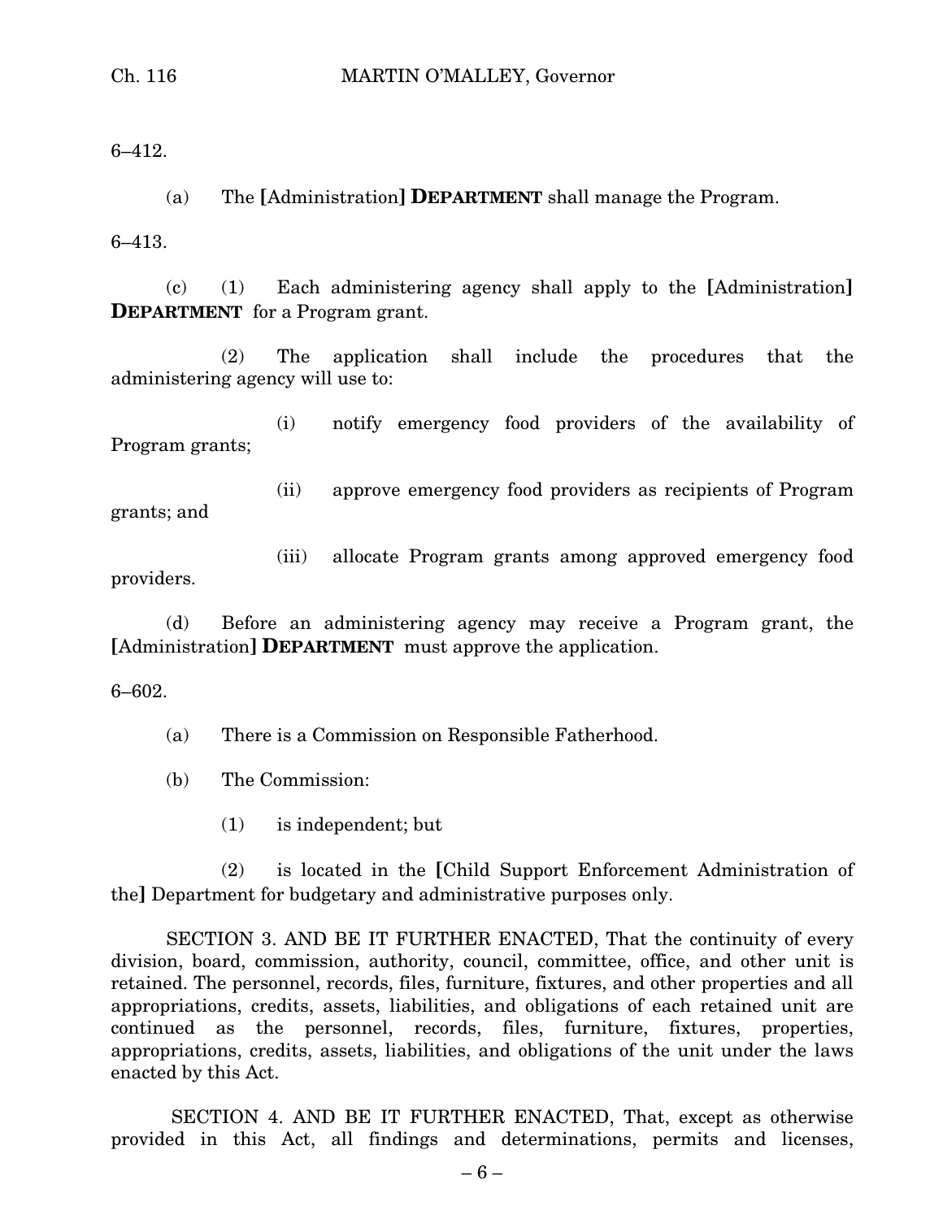6–412.

(a) The [Administration] **DEPARTMENT** shall manage the Program.

6–413.

(c) (1) Each administering agency shall apply to the [Administration] **DEPARTMENT** for a Program grant.

(2) The application shall include the procedures that the administering agency will use to:

(i) notify emergency food providers of the availability of Program grants;

(ii) approve emergency food providers as recipients of Program grants; and

(iii) allocate Program grants among approved emergency food providers.

(d) Before an administering agency may receive a Program grant, the [Administration] **DEPARTMENT** must approve the application.

6–602.

(a) There is a Commission on Responsible Fatherhood.

(b) The Commission:

(1) is independent; but

(2) is located in the [Child Support Enforcement Administration of the] Department for budgetary and administrative purposes only.

SECTION 3. AND BE IT FURTHER ENACTED, That the continuity of every division, board, commission, authority, council, committee, office, and other unit is retained. The personnel, records, files, furniture, fixtures, and other properties and all appropriations, credits, assets, liabilities, and obligations of each retained unit are continued as the personnel, records, files, furniture, fixtures, properties, appropriations, credits, assets, liabilities, and obligations of the unit under the laws enacted by this Act.

SECTION 4. AND BE IT FURTHER ENACTED, That, except as otherwise provided in this Act, all findings and determinations, permits and licenses,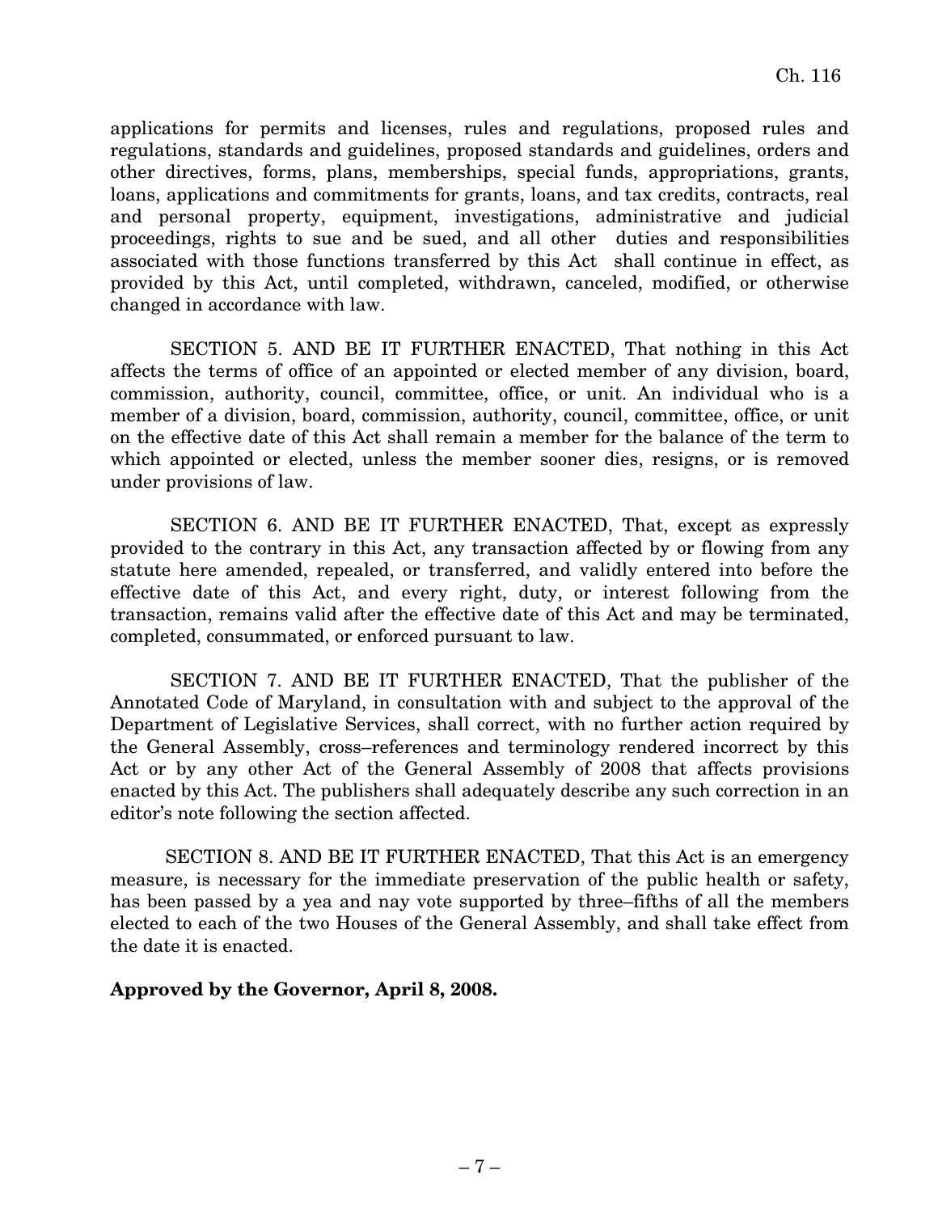applications for permits and licenses, rules and regulations, proposed rules and regulations, standards and guidelines, proposed standards and guidelines, orders and other directives, forms, plans, memberships, special funds, appropriations, grants, loans, applications and commitments for grants, loans, and tax credits, contracts, real and personal property, equipment, investigations, administrative and judicial proceedings, rights to sue and be sued, and all other duties and responsibilities associated with those functions transferred by this Act shall continue in effect, as provided by this Act, until completed, withdrawn, canceled, modified, or otherwise changed in accordance with law.

SECTION 5. AND BE IT FURTHER ENACTED, That nothing in this Act affects the terms of office of an appointed or elected member of any division, board, commission, authority, council, committee, office, or unit. An individual who is a member of a division, board, commission, authority, council, committee, office, or unit on the effective date of this Act shall remain a member for the balance of the term to which appointed or elected, unless the member sooner dies, resigns, or is removed under provisions of law.

SECTION 6. AND BE IT FURTHER ENACTED, That, except as expressly provided to the contrary in this Act, any transaction affected by or flowing from any statute here amended, repealed, or transferred, and validly entered into before the effective date of this Act, and every right, duty, or interest following from the transaction, remains valid after the effective date of this Act and may be terminated, completed, consummated, or enforced pursuant to law.

SECTION 7. AND BE IT FURTHER ENACTED, That the publisher of the Annotated Code of Maryland, in consultation with and subject to the approval of the Department of Legislative Services, shall correct, with no further action required by the General Assembly, cross–references and terminology rendered incorrect by this Act or by any other Act of the General Assembly of 2008 that affects provisions enacted by this Act. The publishers shall adequately describe any such correction in an editor's note following the section affected.

SECTION 8. AND BE IT FURTHER ENACTED, That this Act is an emergency measure, is necessary for the immediate preservation of the public health or safety, has been passed by a yea and nay vote supported by three–fifths of all the members elected to each of the two Houses of the General Assembly, and shall take effect from the date it is enacted.

**Approved by the Governor, April 8, 2008.**